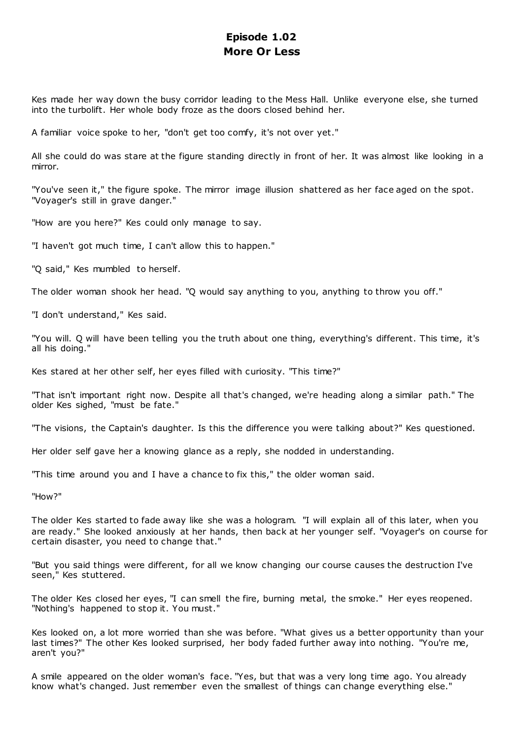# Episode 1.02
## More Or Less

Kes made her way down the busy corridor leading to the Mess Hall. Unlike everyone else, she turned into the turbolift. Her whole body froze as the doors closed behind her.

A familiar voice spoke to her, "don't get too comfy, it's not over yet."

All she could do was stare at the figure standing directly in front of her. It was almost like looking in a mirror.

"You've seen it," the figure spoke. The mirror image illusion shattered as her face aged on the spot. "Voyager's still in grave danger."

"How are you here?" Kes could only manage to say.

"I haven't got much time, I can't allow this to happen."

"Q said," Kes mumbled to herself.

The older woman shook her head. "Q would say anything to you, anything to throw you off."

"I don't understand," Kes said.

"You will. Q will have been telling you the truth about one thing, everything's different. This time, it's all his doing."

Kes stared at her other self, her eyes filled with curiosity. "This time?"

"That isn't important right now. Despite all that's changed, we're heading along a similar path." The older Kes sighed, "must be fate."

"The visions, the Captain's daughter. Is this the difference you were talking about?" Kes questioned.

Her older self gave her a knowing glance as a reply, she nodded in understanding.

"This time around you and I have a chance to fix this," the older woman said.

"How?"

The older Kes started to fade away like she was a hologram. "I will explain all of this later, when you are ready." She looked anxiously at her hands, then back at her younger self. "Voyager's on course for certain disaster, you need to change that."

"But you said things were different, for all we know changing our course causes the destruction I've seen," Kes stuttered.

The older Kes closed her eyes, "I can smell the fire, burning metal, the smoke." Her eyes reopened. "Nothing's happened to stop it. You must."

Kes looked on, a lot more worried than she was before. "What gives us a better opportunity than your last times?" The other Kes looked surprised, her body faded further away into nothing. "You're me, aren't you?"

A smile appeared on the older woman's face. "Yes, but that was a very long time ago. You already know what's changed. Just remember even the smallest of things can change everything else."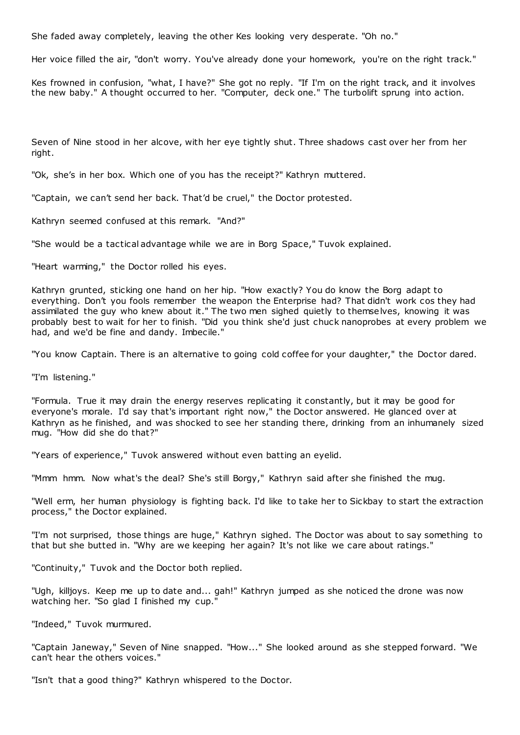She faded away completely, leaving the other Kes looking very desperate. "Oh no."

Her voice filled the air, "don't worry. You've already done your homework, you're on the right track."

Kes frowned in confusion, "what, I have?" She got no reply. "If I'm on the right track, and it involves the new baby." A thought occurred to her. "Computer, deck one." The turbolift sprung into action.

Seven of Nine stood in her alcove, with her eye tightly shut. Three shadows cast over her from her right.

"Ok, she's in her box. Which one of you has the receipt?" Kathryn muttered.

"Captain, we can't send her back. That'd be cruel," the Doctor protested.

Kathryn seemed confused at this remark. "And?"

"She would be a tactical advantage while we are in Borg Space," Tuvok explained.

"Heart warming," the Doctor rolled his eyes.

Kathryn grunted, sticking one hand on her hip. "How exactly? You do know the Borg adapt to everything. Don't you fools remember the weapon the Enterprise had? That didn't work cos they had assimilated the guy who knew about it." The two men sighed quietly to themselves, knowing it was probably best to wait for her to finish. "Did you think she'd just chuck nanoprobes at every problem we had, and we'd be fine and dandy. Imbecile."

"You know Captain. There is an alternative to going cold coffee for your daughter," the Doctor dared.

"I'm listening."

"Formula. True it may drain the energy reserves replicating it constantly, but it may be good for everyone's morale. I'd say that's important right now," the Doctor answered. He glanced over at Kathryn as he finished, and was shocked to see her standing there, drinking from an inhumanely sized mug. "How did she do that?"

"Years of experience," Tuvok answered without even batting an eyelid.

"Mmm hmm. Now what's the deal? She's still Borgy," Kathryn said after she finished the mug.

"Well erm, her human physiology is fighting back. I'd like to take her to Sickbay to start the extraction process," the Doctor explained.

"I'm not surprised, those things are huge," Kathryn sighed. The Doctor was about to say something to that but she butted in. "Why are we keeping her again? It's not like we care about ratings."

"Continuity," Tuvok and the Doctor both replied.

"Ugh, killjoys. Keep me up to date and... gah!" Kathryn jumped as she noticed the drone was now watching her. "So glad I finished my cup."

"Indeed," Tuvok murmured.

"Captain Janeway," Seven of Nine snapped. "How..." She looked around as she stepped forward. "We can't hear the others voices."

"Isn't that a good thing?" Kathryn whispered to the Doctor.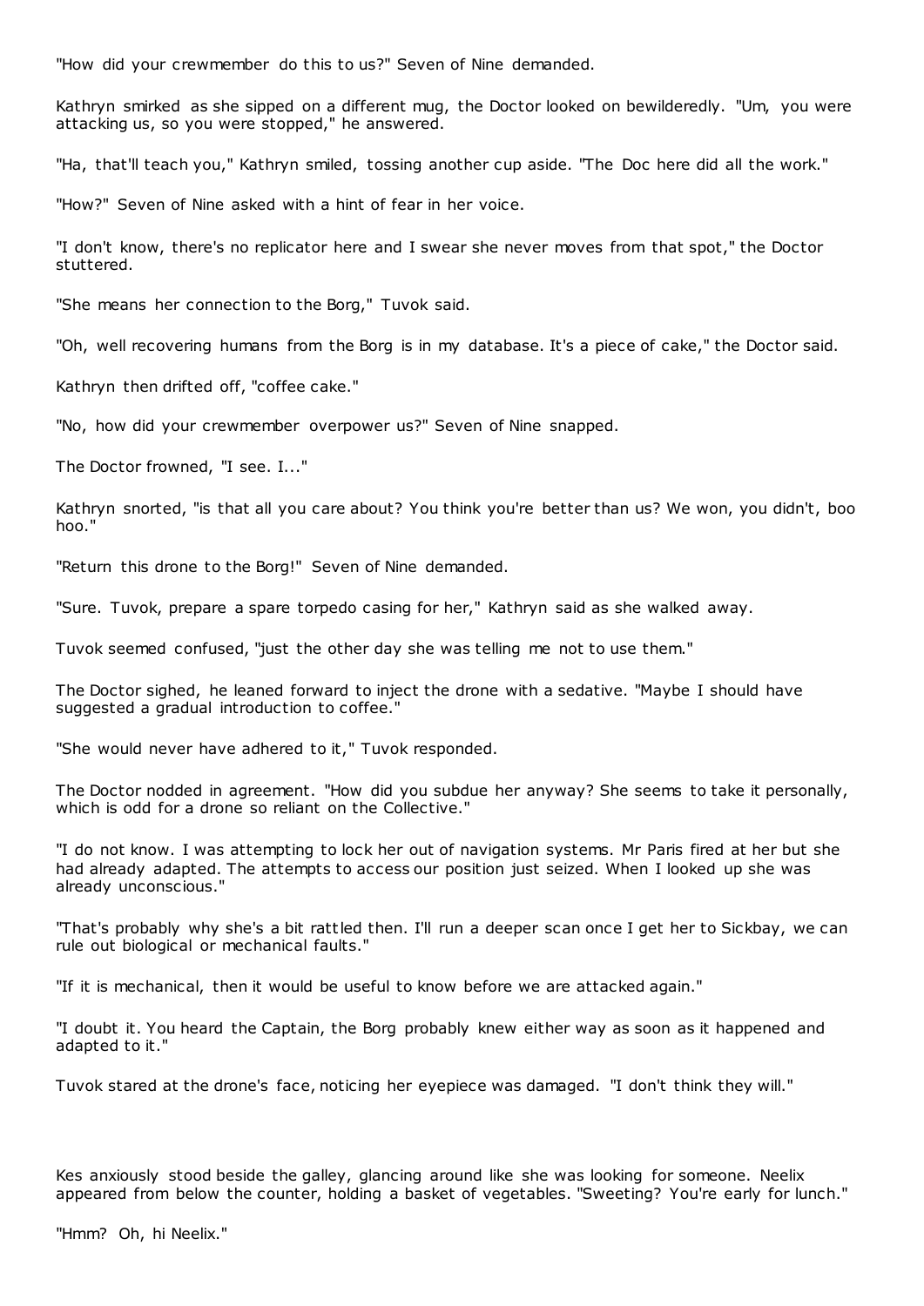"How did your crewmember do this to us?" Seven of Nine demanded.

Kathryn smirked as she sipped on a different mug, the Doctor looked on bewilderedly. "Um, you were attacking us, so you were stopped," he answered.

"Ha, that'll teach you," Kathryn smiled, tossing another cup aside. "The Doc here did all the work."

"How?" Seven of Nine asked with a hint of fear in her voice.

"I don't know, there's no replicator here and I swear she never moves from that spot," the Doctor stuttered.

"She means her connection to the Borg," Tuvok said.

"Oh, well recovering humans from the Borg is in my database. It's a piece of cake," the Doctor said.

Kathryn then drifted off, "coffee cake."

"No, how did your crewmember overpower us?" Seven of Nine snapped.

The Doctor frowned, "I see. I..."

Kathryn snorted, "is that all you care about? You think you're better than us? We won, you didn't, boo hoo."

"Return this drone to the Borg!" Seven of Nine demanded.

"Sure. Tuvok, prepare a spare torpedo casing for her," Kathryn said as she walked away.

Tuvok seemed confused, "just the other day she was telling me not to use them."

The Doctor sighed, he leaned forward to inject the drone with a sedative. "Maybe I should have suggested a gradual introduction to coffee."

"She would never have adhered to it," Tuvok responded.

The Doctor nodded in agreement. "How did you subdue her anyway? She seems to take it personally, which is odd for a drone so reliant on the Collective."

"I do not know. I was attempting to lock her out of navigation systems. Mr Paris fired at her but she had already adapted. The attempts to access our position just seized. When I looked up she was already unconscious."

"That's probably why she's a bit rattled then. I'll run a deeper scan once I get her to Sickbay, we can rule out biological or mechanical faults."

"If it is mechanical, then it would be useful to know before we are attacked again."

"I doubt it. You heard the Captain, the Borg probably knew either way as soon as it happened and adapted to it."

Tuvok stared at the drone's face, noticing her eyepiece was damaged. "I don't think they will."

Kes anxiously stood beside the galley, glancing around like she was looking for someone. Neelix appeared from below the counter, holding a basket of vegetables. "Sweeting? You're early for lunch."

"Hmm? Oh, hi Neelix."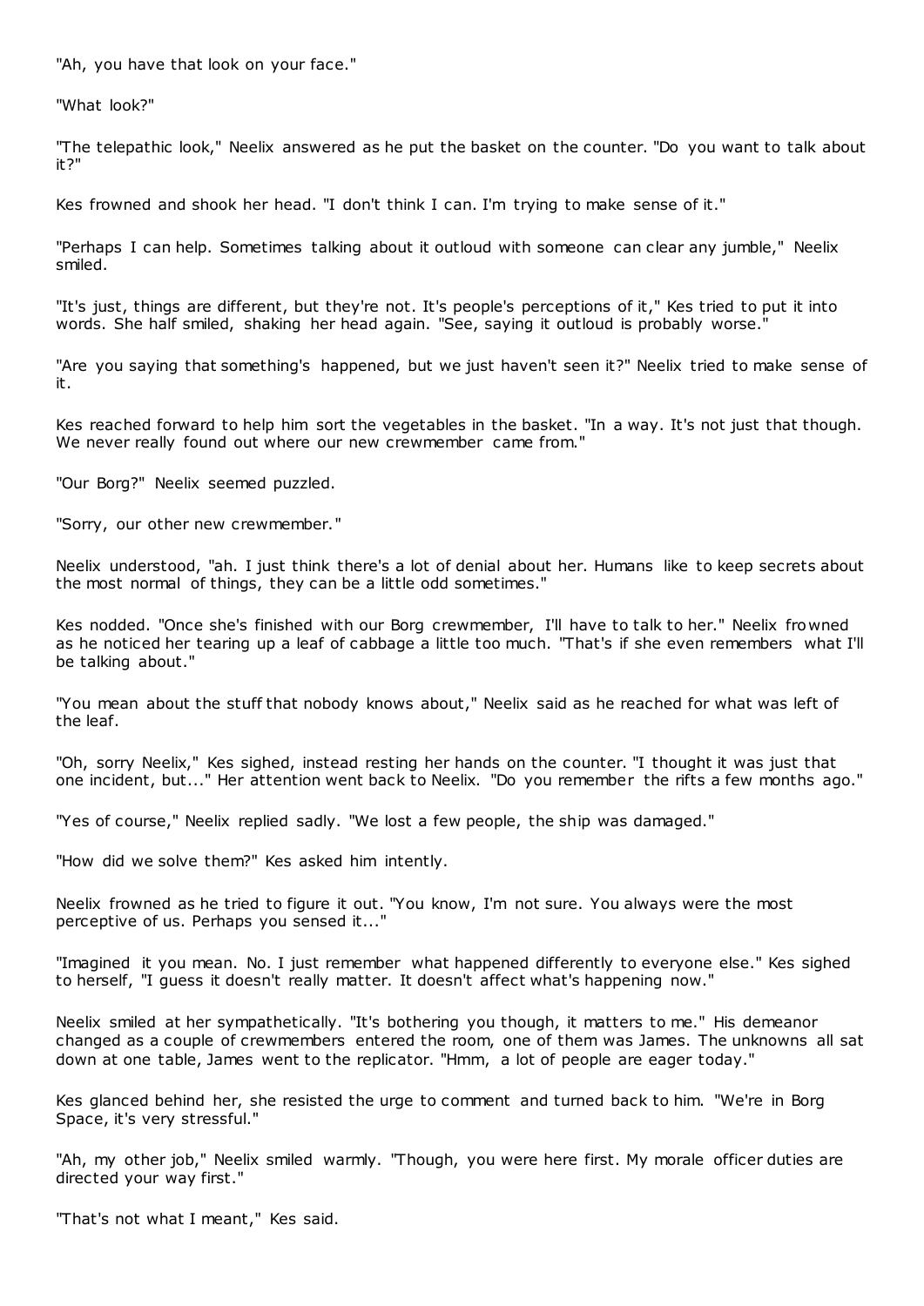"Ah, you have that look on your face."

"What look?"

"The telepathic look," Neelix answered as he put the basket on the counter. "Do you want to talk about it?"

Kes frowned and shook her head. "I don't think I can. I'm trying to make sense of it."

"Perhaps I can help. Sometimes talking about it outloud with someone can clear any jumble," Neelix smiled.

"It's just, things are different, but they're not. It's people's perceptions of it," Kes tried to put it into words. She half smiled, shaking her head again. "See, saying it outloud is probably worse."

"Are you saying that something's happened, but we just haven't seen it?" Neelix tried to make sense of it.

Kes reached forward to help him sort the vegetables in the basket. "In a way. It's not just that though. We never really found out where our new crewmember came from."

"Our Borg?" Neelix seemed puzzled.

"Sorry, our other new crewmember."

Neelix understood, "ah. I just think there's a lot of denial about her. Humans like to keep secrets about the most normal of things, they can be a little odd sometimes."

Kes nodded. "Once she's finished with our Borg crewmember, I'll have to talk to her." Neelix frowned as he noticed her tearing up a leaf of cabbage a little too much. "That's if she even remembers what I'll be talking about."

"You mean about the stuff that nobody knows about," Neelix said as he reached for what was left of the leaf.

"Oh, sorry Neelix," Kes sighed, instead resting her hands on the counter. "I thought it was just that one incident, but..." Her attention went back to Neelix. "Do you remember the rifts a few months ago."

"Yes of course," Neelix replied sadly. "We lost a few people, the ship was damaged."

"How did we solve them?" Kes asked him intently.

Neelix frowned as he tried to figure it out. "You know, I'm not sure. You always were the most perceptive of us. Perhaps you sensed it..."

"Imagined it you mean. No. I just remember what happened differently to everyone else." Kes sighed to herself, "I guess it doesn't really matter. It doesn't affect what's happening now."

Neelix smiled at her sympathetically. "It's bothering you though, it matters to me." His demeanor changed as a couple of crewmembers entered the room, one of them was James. The unknowns all sat down at one table, James went to the replicator. "Hmm, a lot of people are eager today."

Kes glanced behind her, she resisted the urge to comment and turned back to him. "We're in Borg Space, it's very stressful."

"Ah, my other job," Neelix smiled warmly. "Though, you were here first. My morale officer duties are directed your way first."

"That's not what I meant," Kes said.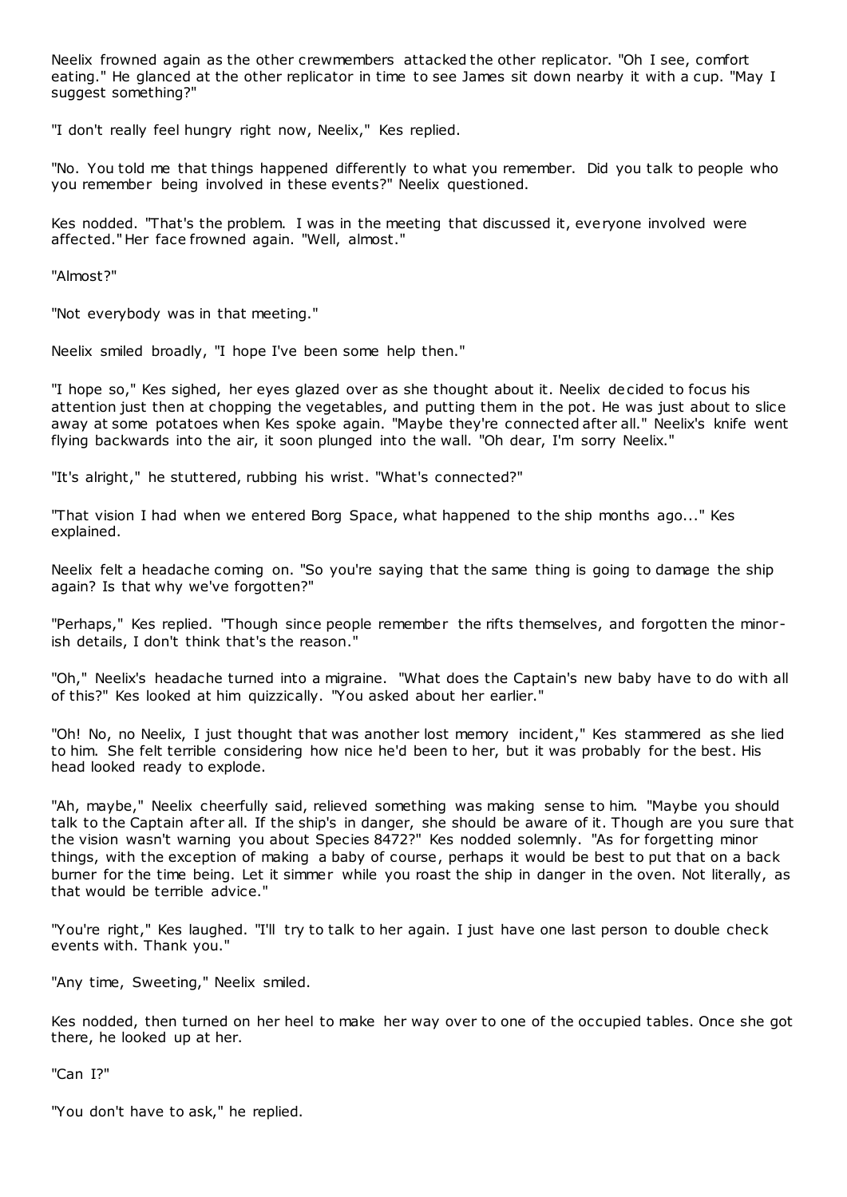Neelix frowned again as the other crewmembers attacked the other replicator. "Oh I see, comfort eating." He glanced at the other replicator in time to see James sit down nearby it with a cup. "May I suggest something?"

"I don't really feel hungry right now, Neelix," Kes replied.

"No. You told me that things happened differently to what you remember. Did you talk to people who you remember being involved in these events?" Neelix questioned.

Kes nodded. "That's the problem. I was in the meeting that discussed it, everyone involved were affected." Her face frowned again. "Well, almost."

"Almost?"

"Not everybody was in that meeting."

Neelix smiled broadly, "I hope I've been some help then."

"I hope so," Kes sighed, her eyes glazed over as she thought about it. Neelix decided to focus his attention just then at chopping the vegetables, and putting them in the pot. He was just about to slice away at some potatoes when Kes spoke again. "Maybe they're connected after all." Neelix's knife went flying backwards into the air, it soon plunged into the wall. "Oh dear, I'm sorry Neelix."

"It's alright," he stuttered, rubbing his wrist. "What's connected?"

"That vision I had when we entered Borg Space, what happened to the ship months ago..." Kes explained.

Neelix felt a headache coming on. "So you're saying that the same thing is going to damage the ship again? Is that why we've forgotten?"

"Perhaps," Kes replied. "Though since people remember the rifts themselves, and forgotten the minor-ish details, I don't think that's the reason."

"Oh," Neelix's headache turned into a migraine. "What does the Captain's new baby have to do with all of this?" Kes looked at him quizzically. "You asked about her earlier."

"Oh! No, no Neelix, I just thought that was another lost memory incident," Kes stammered as she lied to him. She felt terrible considering how nice he'd been to her, but it was probably for the best. His head looked ready to explode.

"Ah, maybe," Neelix cheerfully said, relieved something was making sense to him. "Maybe you should talk to the Captain after all. If the ship's in danger, she should be aware of it. Though are you sure that the vision wasn't warning you about Species 8472?" Kes nodded solemnly. "As for forgetting minor things, with the exception of making a baby of course, perhaps it would be best to put that on a back burner for the time being. Let it simmer while you roast the ship in danger in the oven. Not literally, as that would be terrible advice."

"You're right," Kes laughed. "I'll try to talk to her again. I just have one last person to double check events with. Thank you."

"Any time, Sweeting," Neelix smiled.

Kes nodded, then turned on her heel to make her way over to one of the occupied tables. Once she got there, he looked up at her.

"Can I?"

"You don't have to ask," he replied.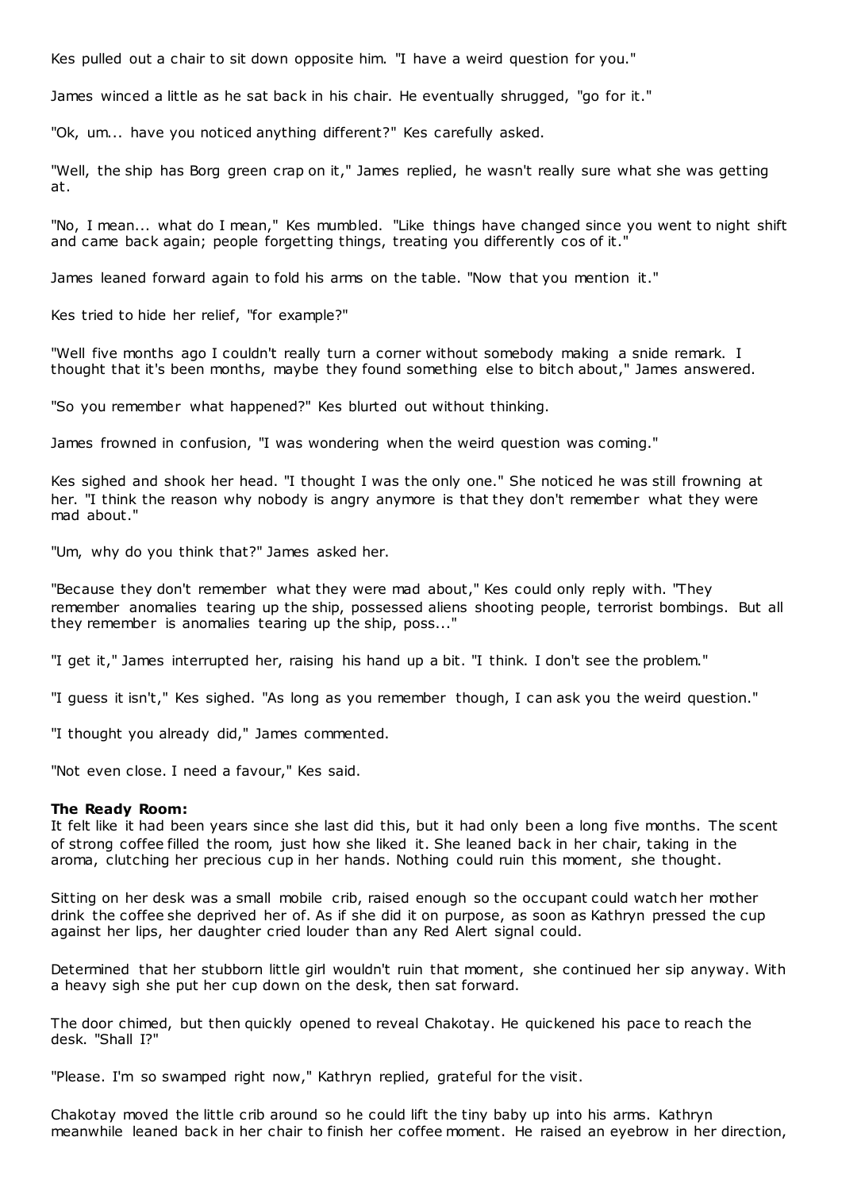Kes pulled out a chair to sit down opposite him. "I have a weird question for you."

James winced a little as he sat back in his chair. He eventually shrugged, "go for it."

"Ok, um... have you noticed anything different?" Kes carefully asked.

"Well, the ship has Borg green crap on it," James replied, he wasn't really sure what she was getting at.

"No, I mean... what do I mean," Kes mumbled. "Like things have changed since you went to night shift and came back again; people forgetting things, treating you differently cos of it."

James leaned forward again to fold his arms on the table. "Now that you mention it."

Kes tried to hide her relief, "for example?"

"Well five months ago I couldn't really turn a corner without somebody making a snide remark. I thought that it's been months, maybe they found something else to bitch about," James answered.

"So you remember what happened?" Kes blurted out without thinking.

James frowned in confusion, "I was wondering when the weird question was coming."

Kes sighed and shook her head. "I thought I was the only one." She noticed he was still frowning at her. "I think the reason why nobody is angry anymore is that they don't remember what they were mad about."

"Um, why do you think that?" James asked her.

"Because they don't remember what they were mad about," Kes could only reply with. "They remember anomalies tearing up the ship, possessed aliens shooting people, terrorist bombings. But all they remember is anomalies tearing up the ship, poss..."

"I get it," James interrupted her, raising his hand up a bit. "I think. I don't see the problem."

"I guess it isn't," Kes sighed. "As long as you remember though, I can ask you the weird question."

"I thought you already did," James commented.

"Not even close. I need a favour," Kes said.

**The Ready Room:**
It felt like it had been years since she last did this, but it had only been a long five months. The scent of strong coffee filled the room, just how she liked it. She leaned back in her chair, taking in the aroma, clutching her precious cup in her hands. Nothing could ruin this moment, she thought.

Sitting on her desk was a small mobile crib, raised enough so the occupant could watch her mother drink the coffee she deprived her of. As if she did it on purpose, as soon as Kathryn pressed the cup against her lips, her daughter cried louder than any Red Alert signal could.

Determined that her stubborn little girl wouldn't ruin that moment, she continued her sip anyway. With a heavy sigh she put her cup down on the desk, then sat forward.

The door chimed, but then quickly opened to reveal Chakotay. He quickened his pace to reach the desk. "Shall I?"

"Please. I'm so swamped right now," Kathryn replied, grateful for the visit.

Chakotay moved the little crib around so he could lift the tiny baby up into his arms. Kathryn meanwhile leaned back in her chair to finish her coffee moment. He raised an eyebrow in her direction,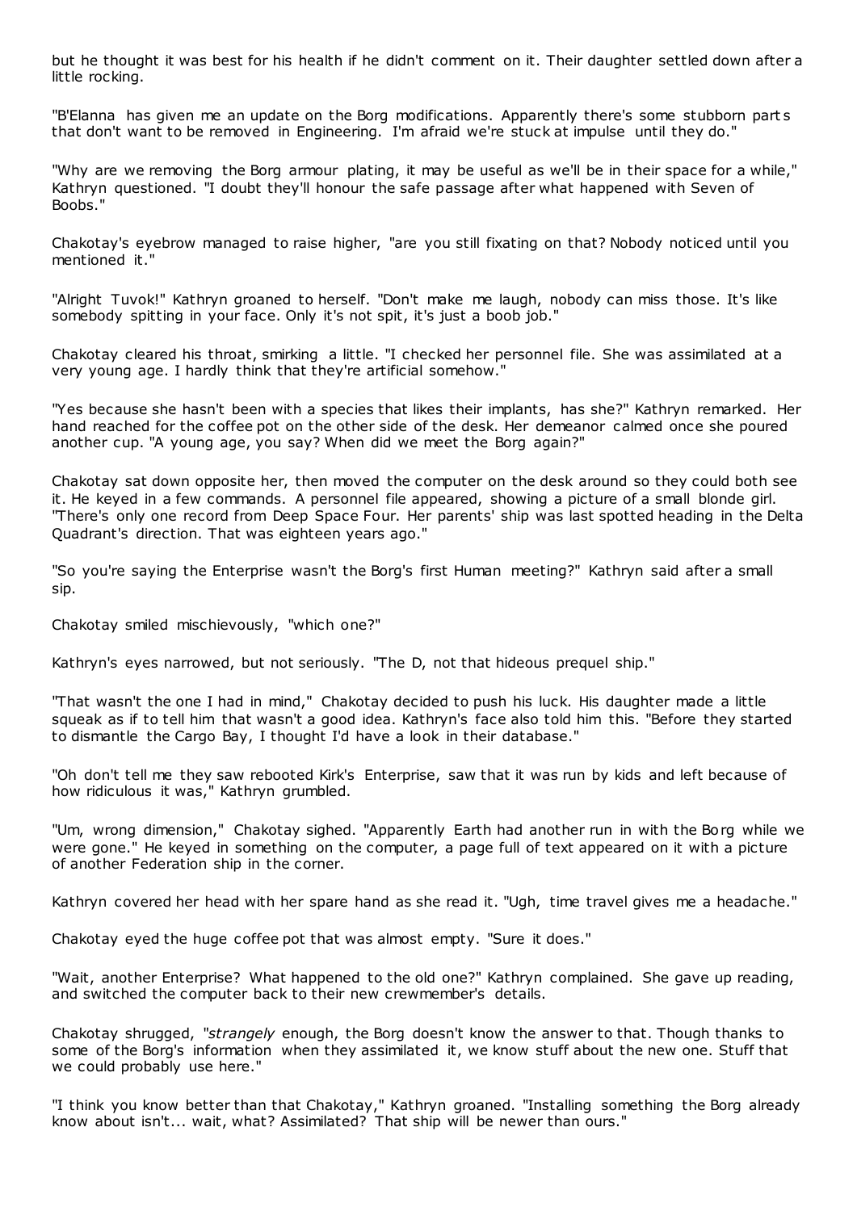but he thought it was best for his health if he didn't comment on it. Their daughter settled down after a little rocking.

"B'Elanna has given me an update on the Borg modifications. Apparently there's some stubborn parts that don't want to be removed in Engineering. I'm afraid we're stuck at impulse until they do."

"Why are we removing the Borg armour plating, it may be useful as we'll be in their space for a while," Kathryn questioned. "I doubt they'll honour the safe passage after what happened with Seven of Boobs."

Chakotay's eyebrow managed to raise higher, "are you still fixating on that? Nobody noticed until you mentioned it."

"Alright Tuvok!" Kathryn groaned to herself. "Don't make me laugh, nobody can miss those. It's like somebody spitting in your face. Only it's not spit, it's just a boob job."

Chakotay cleared his throat, smirking a little. "I checked her personnel file. She was assimilated at a very young age. I hardly think that they're artificial somehow."

"Yes because she hasn't been with a species that likes their implants, has she?" Kathryn remarked. Her hand reached for the coffee pot on the other side of the desk. Her demeanor calmed once she poured another cup. "A young age, you say? When did we meet the Borg again?"

Chakotay sat down opposite her, then moved the computer on the desk around so they could both see it. He keyed in a few commands. A personnel file appeared, showing a picture of a small blonde girl. "There's only one record from Deep Space Four. Her parents' ship was last spotted heading in the Delta Quadrant's direction. That was eighteen years ago."

"So you're saying the Enterprise wasn't the Borg's first Human meeting?" Kathryn said after a small sip.

Chakotay smiled mischievously, "which one?"

Kathryn's eyes narrowed, but not seriously. "The D, not that hideous prequel ship."

"That wasn't the one I had in mind," Chakotay decided to push his luck. His daughter made a little squeak as if to tell him that wasn't a good idea. Kathryn's face also told him this. "Before they started to dismantle the Cargo Bay, I thought I'd have a look in their database."

"Oh don't tell me they saw rebooted Kirk's Enterprise, saw that it was run by kids and left because of how ridiculous it was," Kathryn grumbled.

"Um, wrong dimension," Chakotay sighed. "Apparently Earth had another run in with the Borg while we were gone." He keyed in something on the computer, a page full of text appeared on it with a picture of another Federation ship in the corner.

Kathryn covered her head with her spare hand as she read it. "Ugh, time travel gives me a headache."

Chakotay eyed the huge coffee pot that was almost empty. "Sure it does."

"Wait, another Enterprise? What happened to the old one?" Kathryn complained. She gave up reading, and switched the computer back to their new crewmember's details.

Chakotay shrugged, "*strangely* enough, the Borg doesn't know the answer to that. Though thanks to some of the Borg's information when they assimilated it, we know stuff about the new one. Stuff that we could probably use here."

"I think you know better than that Chakotay," Kathryn groaned. "Installing something the Borg already know about isn't... wait, what? Assimilated? That ship will be newer than ours."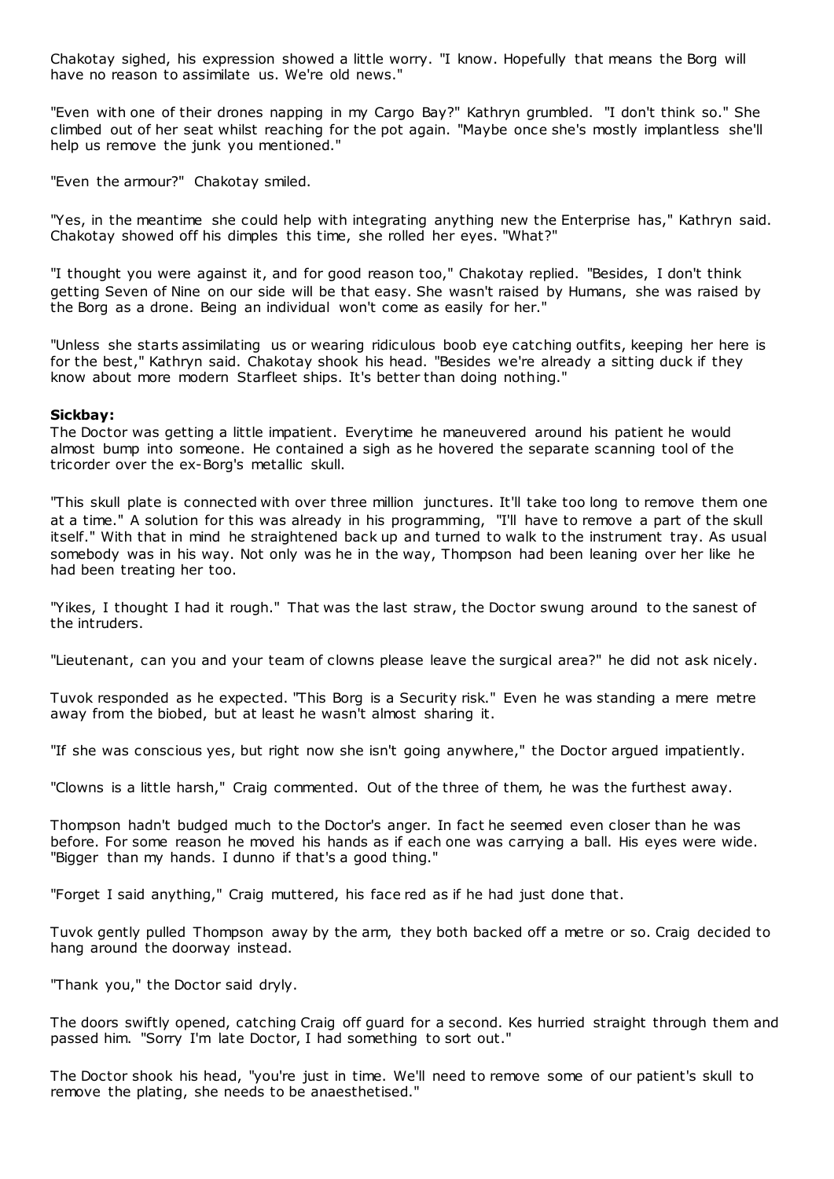Chakotay sighed, his expression showed a little worry. "I know. Hopefully that means the Borg will have no reason to assimilate us. We're old news."

"Even with one of their drones napping in my Cargo Bay?" Kathryn grumbled. "I don't think so." She climbed out of her seat whilst reaching for the pot again. "Maybe once she's mostly implantless she'll help us remove the junk you mentioned."

"Even the armour?" Chakotay smiled.

"Yes, in the meantime she could help with integrating anything new the Enterprise has," Kathryn said. Chakotay showed off his dimples this time, she rolled her eyes. "What?"

"I thought you were against it, and for good reason too," Chakotay replied. "Besides, I don't think getting Seven of Nine on our side will be that easy. She wasn't raised by Humans, she was raised by the Borg as a drone. Being an individual won't come as easily for her."

"Unless she starts assimilating us or wearing ridiculous boob eye catching outfits, keeping her here is for the best," Kathryn said. Chakotay shook his head. "Besides we're already a sitting duck if they know about more modern Starfleet ships. It's better than doing nothing."

**Sickbay:**
The Doctor was getting a little impatient. Everytime he maneuvered around his patient he would almost bump into someone. He contained a sigh as he hovered the separate scanning tool of the tricorder over the ex-Borg's metallic skull.

"This skull plate is connected with over three million junctures. It'll take too long to remove them one at a time." A solution for this was already in his programming, "I'll have to remove a part of the skull itself." With that in mind he straightened back up and turned to walk to the instrument tray. As usual somebody was in his way. Not only was he in the way, Thompson had been leaning over her like he had been treating her too.

"Yikes, I thought I had it rough." That was the last straw, the Doctor swung around to the sanest of the intruders.

"Lieutenant, can you and your team of clowns please leave the surgical area?" he did not ask nicely.

Tuvok responded as he expected. "This Borg is a Security risk." Even he was standing a mere metre away from the biobed, but at least he wasn't almost sharing it.

"If she was conscious yes, but right now she isn't going anywhere," the Doctor argued impatiently.

"Clowns is a little harsh," Craig commented. Out of the three of them, he was the furthest away.

Thompson hadn't budged much to the Doctor's anger. In fact he seemed even closer than he was before. For some reason he moved his hands as if each one was carrying a ball. His eyes were wide. "Bigger than my hands. I dunno if that's a good thing."

"Forget I said anything," Craig muttered, his face red as if he had just done that.

Tuvok gently pulled Thompson away by the arm, they both backed off a metre or so. Craig decided to hang around the doorway instead.

"Thank you," the Doctor said dryly.

The doors swiftly opened, catching Craig off guard for a second. Kes hurried straight through them and passed him. "Sorry I'm late Doctor, I had something to sort out."

The Doctor shook his head, "you're just in time. We'll need to remove some of our patient's skull to remove the plating, she needs to be anaesthetised."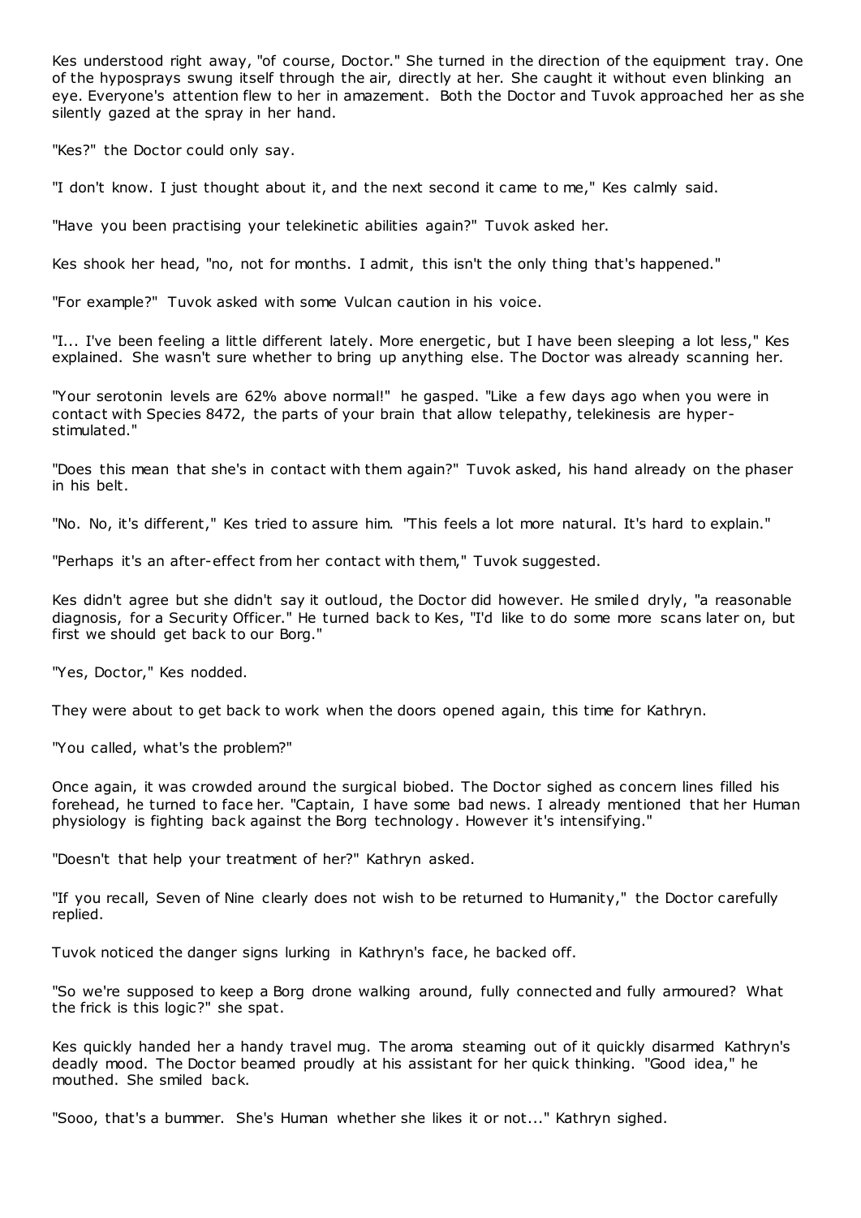Kes understood right away, "of course, Doctor." She turned in the direction of the equipment tray. One of the hyposprays swung itself through the air, directly at her. She caught it without even blinking an eye. Everyone's attention flew to her in amazement. Both the Doctor and Tuvok approached her as she silently gazed at the spray in her hand.

"Kes?" the Doctor could only say.

"I don't know. I just thought about it, and the next second it came to me," Kes calmly said.

"Have you been practising your telekinetic abilities again?" Tuvok asked her.

Kes shook her head, "no, not for months. I admit, this isn't the only thing that's happened."

"For example?" Tuvok asked with some Vulcan caution in his voice.

"I... I've been feeling a little different lately. More energetic, but I have been sleeping a lot less," Kes explained. She wasn't sure whether to bring up anything else. The Doctor was already scanning her.

"Your serotonin levels are 62% above normal!" he gasped. "Like a few days ago when you were in contact with Species 8472, the parts of your brain that allow telepathy, telekinesis are hyper-stimulated."

"Does this mean that she's in contact with them again?" Tuvok asked, his hand already on the phaser in his belt.

"No. No, it's different," Kes tried to assure him. "This feels a lot more natural. It's hard to explain."

"Perhaps it's an after-effect from her contact with them," Tuvok suggested.

Kes didn't agree but she didn't say it outloud, the Doctor did however. He smiled dryly, "a reasonable diagnosis, for a Security Officer." He turned back to Kes, "I'd like to do some more scans later on, but first we should get back to our Borg."

"Yes, Doctor," Kes nodded.

They were about to get back to work when the doors opened again, this time for Kathryn.

"You called, what's the problem?"

Once again, it was crowded around the surgical biobed. The Doctor sighed as concern lines filled his forehead, he turned to face her. "Captain, I have some bad news. I already mentioned that her Human physiology is fighting back against the Borg technology. However it's intensifying."

"Doesn't that help your treatment of her?" Kathryn asked.

"If you recall, Seven of Nine clearly does not wish to be returned to Humanity," the Doctor carefully replied.

Tuvok noticed the danger signs lurking in Kathryn's face, he backed off.

"So we're supposed to keep a Borg drone walking around, fully connected and fully armoured? What the frick is this logic?" she spat.

Kes quickly handed her a handy travel mug. The aroma steaming out of it quickly disarmed Kathryn's deadly mood. The Doctor beamed proudly at his assistant for her quick thinking. "Good idea," he mouthed. She smiled back.

"Sooo, that's a bummer. She's Human whether she likes it or not..." Kathryn sighed.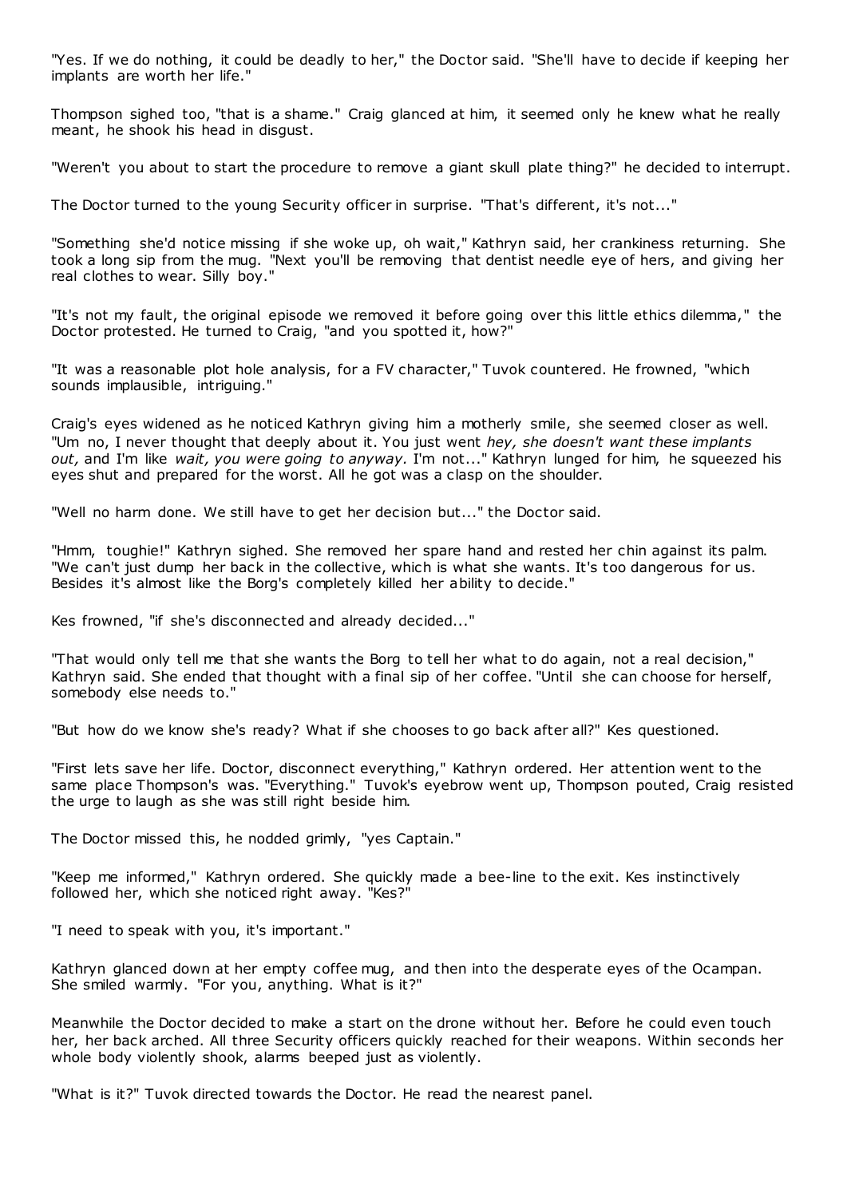"Yes. If we do nothing, it could be deadly to her," the Doctor said. "She'll have to decide if keeping her implants are worth her life."

Thompson sighed too, "that is a shame." Craig glanced at him, it seemed only he knew what he really meant, he shook his head in disgust.

"Weren't you about to start the procedure to remove a giant skull plate thing?" he decided to interrupt.

The Doctor turned to the young Security officer in surprise. "That's different, it's not..."

"Something she'd notice missing if she woke up, oh wait," Kathryn said, her crankiness returning. She took a long sip from the mug. "Next you'll be removing that dentist needle eye of hers, and giving her real clothes to wear. Silly boy."

"It's not my fault, the original episode we removed it before going over this little ethics dilemma," the Doctor protested. He turned to Craig, "and you spotted it, how?"

"It was a reasonable plot hole analysis, for a FV character," Tuvok countered. He frowned, "which sounds implausible, intriguing."

Craig's eyes widened as he noticed Kathryn giving him a motherly smile, she seemed closer as well. "Um no, I never thought that deeply about it. You just went *hey, she doesn't want these implants out,* and I'm like *wait, you were going to anyway.* I'm not..." Kathryn lunged for him, he squeezed his eyes shut and prepared for the worst. All he got was a clasp on the shoulder.

"Well no harm done. We still have to get her decision but..." the Doctor said.

"Hmm, toughie!" Kathryn sighed. She removed her spare hand and rested her chin against its palm. "We can't just dump her back in the collective, which is what she wants. It's too dangerous for us. Besides it's almost like the Borg's completely killed her ability to decide."

Kes frowned, "if she's disconnected and already decided..."

"That would only tell me that she wants the Borg to tell her what to do again, not a real decision," Kathryn said. She ended that thought with a final sip of her coffee. "Until she can choose for herself, somebody else needs to."

"But how do we know she's ready? What if she chooses to go back after all?" Kes questioned.

"First lets save her life. Doctor, disconnect everything," Kathryn ordered. Her attention went to the same place Thompson's was. "Everything." Tuvok's eyebrow went up, Thompson pouted, Craig resisted the urge to laugh as she was still right beside him.

The Doctor missed this, he nodded grimly, "yes Captain."

"Keep me informed," Kathryn ordered. She quickly made a bee-line to the exit. Kes instinctively followed her, which she noticed right away. "Kes?"

"I need to speak with you, it's important."

Kathryn glanced down at her empty coffee mug, and then into the desperate eyes of the Ocampan. She smiled warmly. "For you, anything. What is it?"

Meanwhile the Doctor decided to make a start on the drone without her. Before he could even touch her, her back arched. All three Security officers quickly reached for their weapons. Within seconds her whole body violently shook, alarms beeped just as violently.

"What is it?" Tuvok directed towards the Doctor. He read the nearest panel.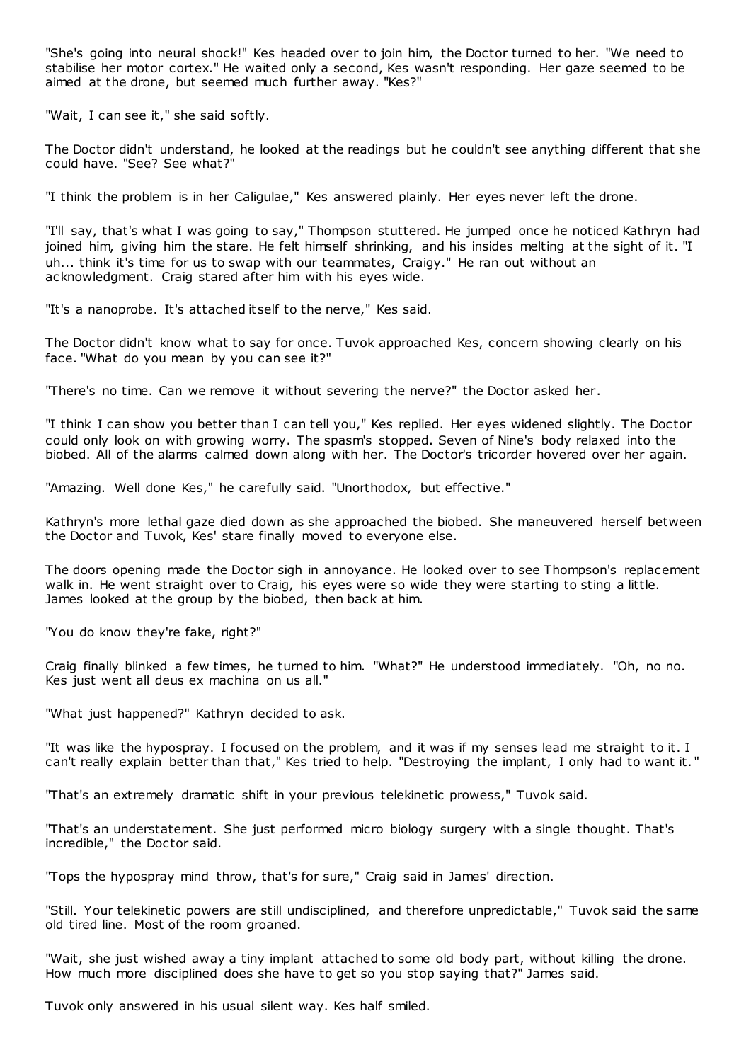"She's going into neural shock!" Kes headed over to join him, the Doctor turned to her. "We need to stabilise her motor cortex." He waited only a second, Kes wasn't responding. Her gaze seemed to be aimed at the drone, but seemed much further away. "Kes?"

"Wait, I can see it," she said softly.

The Doctor didn't understand, he looked at the readings but he couldn't see anything different that she could have. "See? See what?"

"I think the problem is in her Caligulae," Kes answered plainly. Her eyes never left the drone.

"I'll say, that's what I was going to say," Thompson stuttered. He jumped once he noticed Kathryn had joined him, giving him the stare. He felt himself shrinking, and his insides melting at the sight of it. "I uh... think it's time for us to swap with our teammates, Craigy." He ran out without an acknowledgment. Craig stared after him with his eyes wide.

"It's a nanoprobe. It's attached itself to the nerve," Kes said.

The Doctor didn't know what to say for once. Tuvok approached Kes, concern showing clearly on his face. "What do you mean by you can see it?"

"There's no time. Can we remove it without severing the nerve?" the Doctor asked her.

"I think I can show you better than I can tell you," Kes replied. Her eyes widened slightly. The Doctor could only look on with growing worry. The spasm's stopped. Seven of Nine's body relaxed into the biobed. All of the alarms calmed down along with her. The Doctor's tricorder hovered over her again.

"Amazing. Well done Kes," he carefully said. "Unorthodox, but effective."

Kathryn's more lethal gaze died down as she approached the biobed. She maneuvered herself between the Doctor and Tuvok, Kes' stare finally moved to everyone else.

The doors opening made the Doctor sigh in annoyance. He looked over to see Thompson's replacement walk in. He went straight over to Craig, his eyes were so wide they were starting to sting a little. James looked at the group by the biobed, then back at him.

"You do know they're fake, right?"

Craig finally blinked a few times, he turned to him. "What?" He understood immediately. "Oh, no no. Kes just went all deus ex machina on us all."

"What just happened?" Kathryn decided to ask.

"It was like the hypospray. I focused on the problem, and it was if my senses lead me straight to it. I can't really explain better than that," Kes tried to help. "Destroying the implant, I only had to want it."

"That's an extremely dramatic shift in your previous telekinetic prowess," Tuvok said.

"That's an understatement. She just performed micro biology surgery with a single thought. That's incredible," the Doctor said.

"Tops the hypospray mind throw, that's for sure," Craig said in James' direction.

"Still. Your telekinetic powers are still undisciplined, and therefore unpredictable," Tuvok said the same old tired line. Most of the room groaned.

"Wait, she just wished away a tiny implant attached to some old body part, without killing the drone. How much more disciplined does she have to get so you stop saying that?" James said.

Tuvok only answered in his usual silent way. Kes half smiled.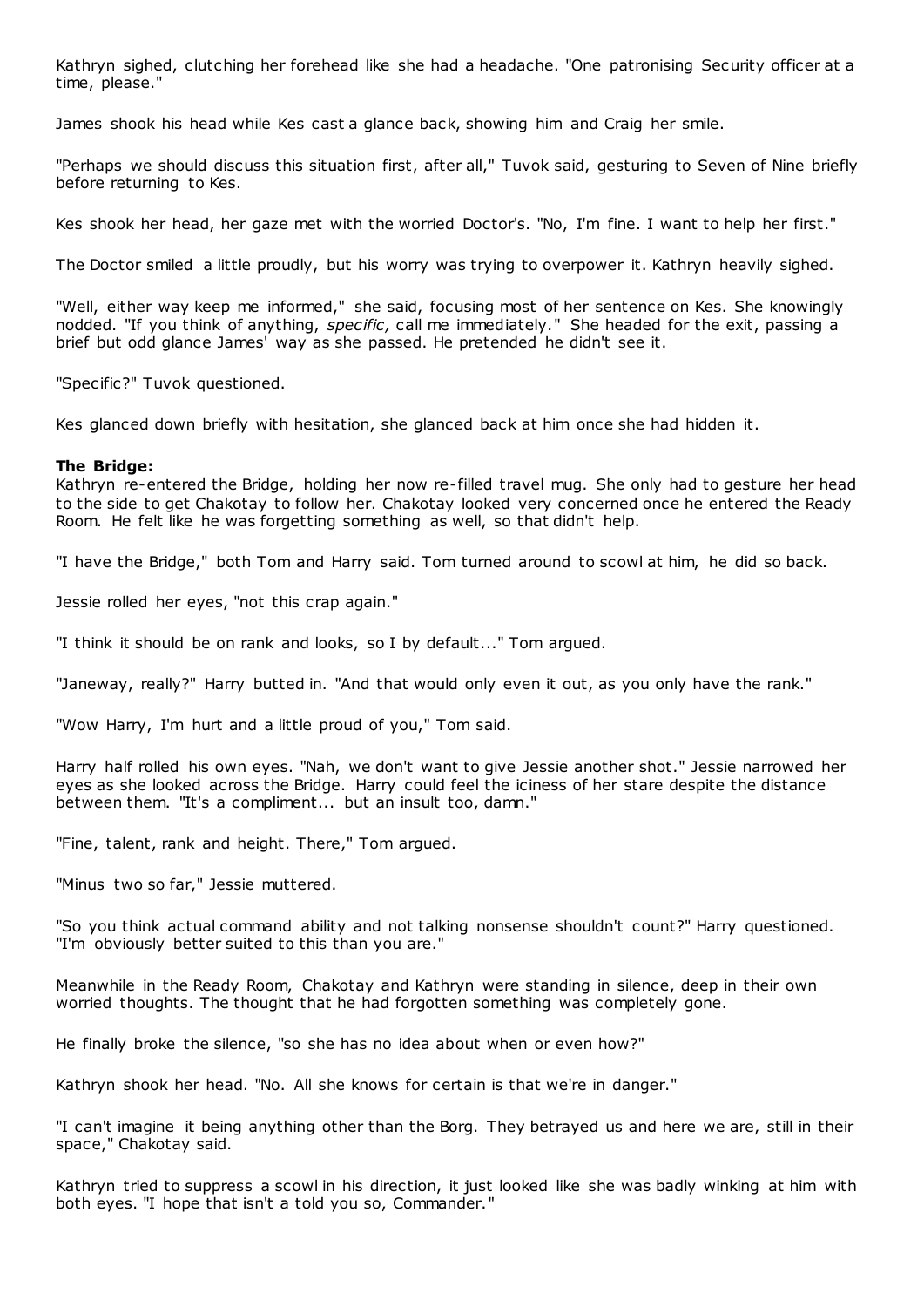Kathryn sighed, clutching her forehead like she had a headache. "One patronising Security officer at a time, please."

James shook his head while Kes cast a glance back, showing him and Craig her smile.

"Perhaps we should discuss this situation first, after all," Tuvok said, gesturing to Seven of Nine briefly before returning to Kes.

Kes shook her head, her gaze met with the worried Doctor's. "No, I'm fine. I want to help her first."

The Doctor smiled a little proudly, but his worry was trying to overpower it. Kathryn heavily sighed.

"Well, either way keep me informed," she said, focusing most of her sentence on Kes. She knowingly nodded. "If you think of anything, *specific,* call me immediately." She headed for the exit, passing a brief but odd glance James' way as she passed. He pretended he didn't see it.

"Specific?" Tuvok questioned.

Kes glanced down briefly with hesitation, she glanced back at him once she had hidden it.

**The Bridge:**
Kathryn re-entered the Bridge, holding her now re-filled travel mug. She only had to gesture her head to the side to get Chakotay to follow her. Chakotay looked very concerned once he entered the Ready Room. He felt like he was forgetting something as well, so that didn't help.

"I have the Bridge," both Tom and Harry said. Tom turned around to scowl at him, he did so back.

Jessie rolled her eyes, "not this crap again."

"I think it should be on rank and looks, so I by default..." Tom argued.

"Janeway, really?" Harry butted in. "And that would only even it out, as you only have the rank."

"Wow Harry, I'm hurt and a little proud of you," Tom said.

Harry half rolled his own eyes. "Nah, we don't want to give Jessie another shot." Jessie narrowed her eyes as she looked across the Bridge. Harry could feel the iciness of her stare despite the distance between them. "It's a compliment... but an insult too, damn."

"Fine, talent, rank and height. There," Tom argued.

"Minus two so far," Jessie muttered.

"So you think actual command ability and not talking nonsense shouldn't count?" Harry questioned. "I'm obviously better suited to this than you are."

Meanwhile in the Ready Room, Chakotay and Kathryn were standing in silence, deep in their own worried thoughts. The thought that he had forgotten something was completely gone.

He finally broke the silence, "so she has no idea about when or even how?"

Kathryn shook her head. "No. All she knows for certain is that we're in danger."

"I can't imagine it being anything other than the Borg. They betrayed us and here we are, still in their space," Chakotay said.

Kathryn tried to suppress a scowl in his direction, it just looked like she was badly winking at him with both eyes. "I hope that isn't a told you so, Commander."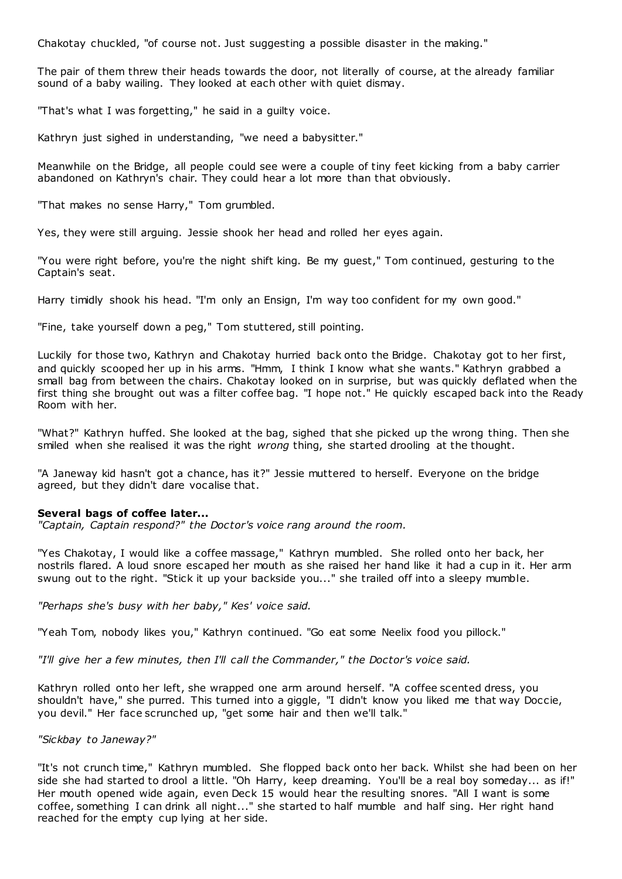Chakotay chuckled, "of course not. Just suggesting a possible disaster in the making."

The pair of them threw their heads towards the door, not literally of course, at the already familiar sound of a baby wailing. They looked at each other with quiet dismay.

"That's what I was forgetting," he said in a guilty voice.

Kathryn just sighed in understanding, "we need a babysitter."

Meanwhile on the Bridge, all people could see were a couple of tiny feet kicking from a baby carrier abandoned on Kathryn's chair. They could hear a lot more than that obviously.

"That makes no sense Harry," Tom grumbled.

Yes, they were still arguing. Jessie shook her head and rolled her eyes again.

"You were right before, you're the night shift king. Be my guest," Tom continued, gesturing to the Captain's seat.

Harry timidly shook his head. "I'm only an Ensign, I'm way too confident for my own good."

"Fine, take yourself down a peg," Tom stuttered, still pointing.

Luckily for those two, Kathryn and Chakotay hurried back onto the Bridge. Chakotay got to her first, and quickly scooped her up in his arms. "Hmm, I think I know what she wants." Kathryn grabbed a small bag from between the chairs. Chakotay looked on in surprise, but was quickly deflated when the first thing she brought out was a filter coffee bag. "I hope not." He quickly escaped back into the Ready Room with her.

"What?" Kathryn huffed. She looked at the bag, sighed that she picked up the wrong thing. Then she smiled when she realised it was the right *wrong* thing, she started drooling at the thought.

"A Janeway kid hasn't got a chance, has it?" Jessie muttered to herself. Everyone on the bridge agreed, but they didn't dare vocalise that.

**Several bags of coffee later...**

*"Captain, Captain respond?" the Doctor's voice rang around the room.*

"Yes Chakotay, I would like a coffee massage," Kathryn mumbled. She rolled onto her back, her nostrils flared. A loud snore escaped her mouth as she raised her hand like it had a cup in it. Her arm swung out to the right. "Stick it up your backside you..." she trailed off into a sleepy mumble.

*"Perhaps she's busy with her baby," Kes' voice said.*

"Yeah Tom, nobody likes you," Kathryn continued. "Go eat some Neelix food you pillock."

*"I'll give her a few minutes, then I'll call the Commander," the Doctor's voice said.*

Kathryn rolled onto her left, she wrapped one arm around herself. "A coffee scented dress, you shouldn't have," she purred. This turned into a giggle, "I didn't know you liked me that way Doccie, you devil." Her face scrunched up, "get some hair and then we'll talk."

*"Sickbay to Janeway?"*

"It's not crunch time," Kathryn mumbled. She flopped back onto her back. Whilst she had been on her side she had started to drool a little. "Oh Harry, keep dreaming. You'll be a real boy someday... as if!" Her mouth opened wide again, even Deck 15 would hear the resulting snores. "All I want is some coffee, something I can drink all night..." she started to half mumble and half sing. Her right hand reached for the empty cup lying at her side.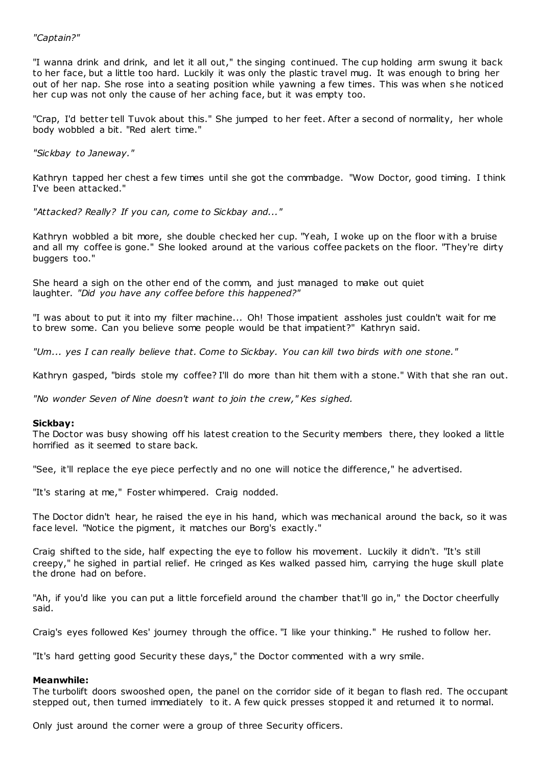*"Captain?"*

"I wanna drink and drink, and let it all out," the singing continued. The cup holding arm swung it back to her face, but a little too hard. Luckily it was only the plastic travel mug. It was enough to bring her out of her nap. She rose into a seating position while yawning a few times. This was when she noticed her cup was not only the cause of her aching face, but it was empty too.

"Crap, I'd better tell Tuvok about this." She jumped to her feet. After a second of normality, her whole body wobbled a bit. "Red alert time."

*"Sickbay to Janeway."*

Kathryn tapped her chest a few times until she got the commbadge. "Wow Doctor, good timing. I think I've been attacked."

*"Attacked? Really? If you can, come to Sickbay and..."*

Kathryn wobbled a bit more, she double checked her cup. "Yeah, I woke up on the floor with a bruise and all my coffee is gone." She looked around at the various coffee packets on the floor. "They're dirty buggers too."

She heard a sigh on the other end of the comm, and just managed to make out quiet laughter. *"Did you have any coffee before this happened?"*

"I was about to put it into my filter machine... Oh! Those impatient assholes just couldn't wait for me to brew some. Can you believe some people would be that impatient?" Kathryn said.

*"Um... yes I can really believe that. Come to Sickbay. You can kill two birds with one stone."*

Kathryn gasped, "birds stole my coffee? I'll do more than hit them with a stone." With that she ran out.

*"No wonder Seven of Nine doesn't want to join the crew," Kes sighed.*

**Sickbay:**
The Doctor was busy showing off his latest creation to the Security members there, they looked a little horrified as it seemed to stare back.

"See, it'll replace the eye piece perfectly and no one will notice the difference," he advertised.

"It's staring at me," Foster whimpered. Craig nodded.

The Doctor didn't hear, he raised the eye in his hand, which was mechanical around the back, so it was face level. "Notice the pigment, it matches our Borg's exactly."

Craig shifted to the side, half expecting the eye to follow his movement. Luckily it didn't. "It's still creepy," he sighed in partial relief. He cringed as Kes walked passed him, carrying the huge skull plate the drone had on before.

"Ah, if you'd like you can put a little forcefield around the chamber that'll go in," the Doctor cheerfully said.

Craig's eyes followed Kes' journey through the office. "I like your thinking." He rushed to follow her.

"It's hard getting good Security these days," the Doctor commented with a wry smile.

**Meanwhile:**
The turbolift doors swooshed open, the panel on the corridor side of it began to flash red. The occupant stepped out, then turned immediately to it. A few quick presses stopped it and returned it to normal.

Only just around the corner were a group of three Security officers.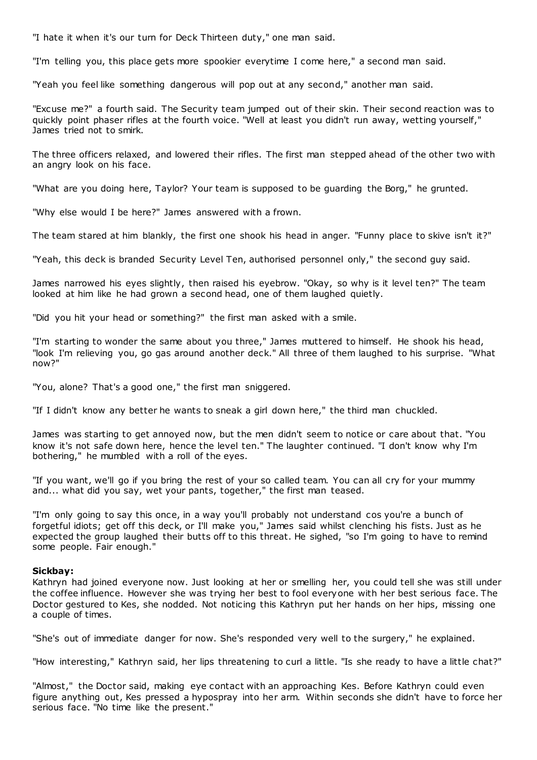"I hate it when it's our turn for Deck Thirteen duty," one man said.

"I'm telling you, this place gets more spookier everytime I come here," a second man said.

"Yeah you feel like something dangerous will pop out at any second," another man said.

"Excuse me?" a fourth said. The Security team jumped out of their skin. Their second reaction was to quickly point phaser rifles at the fourth voice. "Well at least you didn't run away, wetting yourself," James tried not to smirk.

The three officers relaxed, and lowered their rifles. The first man stepped ahead of the other two with an angry look on his face.

"What are you doing here, Taylor? Your team is supposed to be guarding the Borg," he grunted.

"Why else would I be here?" James answered with a frown.

The team stared at him blankly, the first one shook his head in anger. "Funny place to skive isn't it?"

"Yeah, this deck is branded Security Level Ten, authorised personnel only," the second guy said.

James narrowed his eyes slightly, then raised his eyebrow. "Okay, so why is it level ten?" The team looked at him like he had grown a second head, one of them laughed quietly.

"Did you hit your head or something?" the first man asked with a smile.

"I'm starting to wonder the same about you three," James muttered to himself. He shook his head, "look I'm relieving you, go gas around another deck." All three of them laughed to his surprise. "What now?"

"You, alone? That's a good one," the first man sniggered.

"If I didn't know any better he wants to sneak a girl down here," the third man chuckled.

James was starting to get annoyed now, but the men didn't seem to notice or care about that. "You know it's not safe down here, hence the level ten." The laughter continued. "I don't know why I'm bothering," he mumbled with a roll of the eyes.

"If you want, we'll go if you bring the rest of your so called team. You can all cry for your mummy and... what did you say, wet your pants, together," the first man teased.

"I'm only going to say this once, in a way you'll probably not understand cos you're a bunch of forgetful idiots; get off this deck, or I'll make you," James said whilst clenching his fists. Just as he expected the group laughed their butts off to this threat. He sighed, "so I'm going to have to remind some people. Fair enough."

**Sickbay:**
Kathryn had joined everyone now. Just looking at her or smelling her, you could tell she was still under the coffee influence. However she was trying her best to fool everyone with her best serious face. The Doctor gestured to Kes, she nodded. Not noticing this Kathryn put her hands on her hips, missing one a couple of times.

"She's out of immediate danger for now. She's responded very well to the surgery," he explained.

"How interesting," Kathryn said, her lips threatening to curl a little. "Is she ready to have a little chat?"

"Almost," the Doctor said, making eye contact with an approaching Kes. Before Kathryn could even figure anything out, Kes pressed a hypospray into her arm. Within seconds she didn't have to force her serious face. "No time like the present."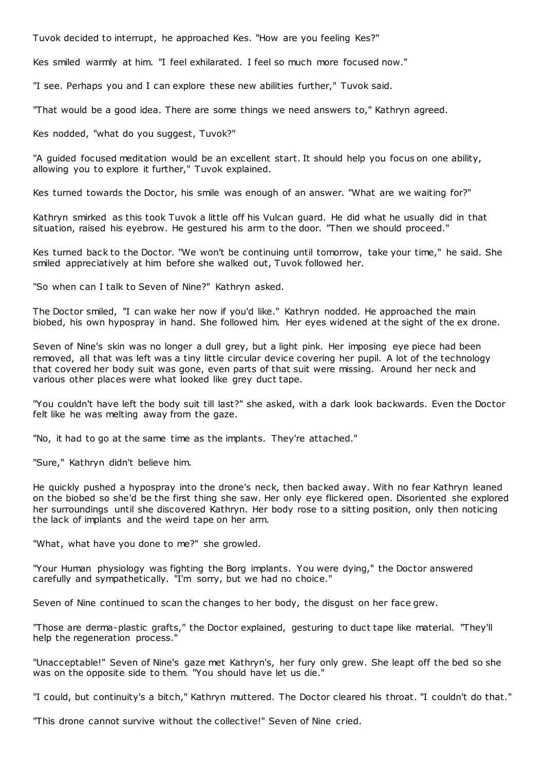Tuvok decided to interrupt, he approached Kes. "How are you feeling Kes?"

Kes smiled warmly at him. "I feel exhilarated. I feel so much more focused now."

"I see. Perhaps you and I can explore these new abilities further," Tuvok said.

"That would be a good idea. There are some things we need answers to," Kathryn agreed.

Kes nodded, "what do you suggest, Tuvok?"

"A guided focused meditation would be an excellent start. It should help you focus on one ability, allowing you to explore it further," Tuvok explained.

Kes turned towards the Doctor, his smile was enough of an answer. "What are we waiting for?"

Kathryn smirked as this took Tuvok a little off his Vulcan guard. He did what he usually did in that situation, raised his eyebrow. He gestured his arm to the door. "Then we should proceed."

Kes turned back to the Doctor. "We won't be continuing until tomorrow, take your time," he said. She smiled appreciatively at him before she walked out, Tuvok followed her.

"So when can I talk to Seven of Nine?" Kathryn asked.

The Doctor smiled, "I can wake her now if you'd like." Kathryn nodded. He approached the main biobed, his own hypospray in hand. She followed him. Her eyes widened at the sight of the ex drone.

Seven of Nine's skin was no longer a dull grey, but a light pink. Her imposing eye piece had been removed, all that was left was a tiny little circular device covering her pupil. A lot of the technology that covered her body suit was gone, even parts of that suit were missing. Around her neck and various other places were what looked like grey duct tape.

"You couldn't have left the body suit till last?" she asked, with a dark look backwards. Even the Doctor felt like he was melting away from the gaze.

"No, it had to go at the same time as the implants. They're attached."

"Sure," Kathryn didn't believe him.

He quickly pushed a hypospray into the drone's neck, then backed away. With no fear Kathryn leaned on the biobed so she'd be the first thing she saw. Her only eye flickered open. Disoriented she explored her surroundings until she discovered Kathryn. Her body rose to a sitting position, only then noticing the lack of implants and the weird tape on her arm.

"What, what have you done to me?" she growled.

"Your Human physiology was fighting the Borg implants. You were dying," the Doctor answered carefully and sympathetically. "I'm sorry, but we had no choice."

Seven of Nine continued to scan the changes to her body, the disgust on her face grew.

"Those are derma-plastic grafts," the Doctor explained, gesturing to duct tape like material. "They'll help the regeneration process."

"Unacceptable!" Seven of Nine's gaze met Kathryn's, her fury only grew. She leapt off the bed so she was on the opposite side to them. "You should have let us die."

"I could, but continuity's a bitch," Kathryn muttered. The Doctor cleared his throat. "I couldn't do that."

"This drone cannot survive without the collective!" Seven of Nine cried.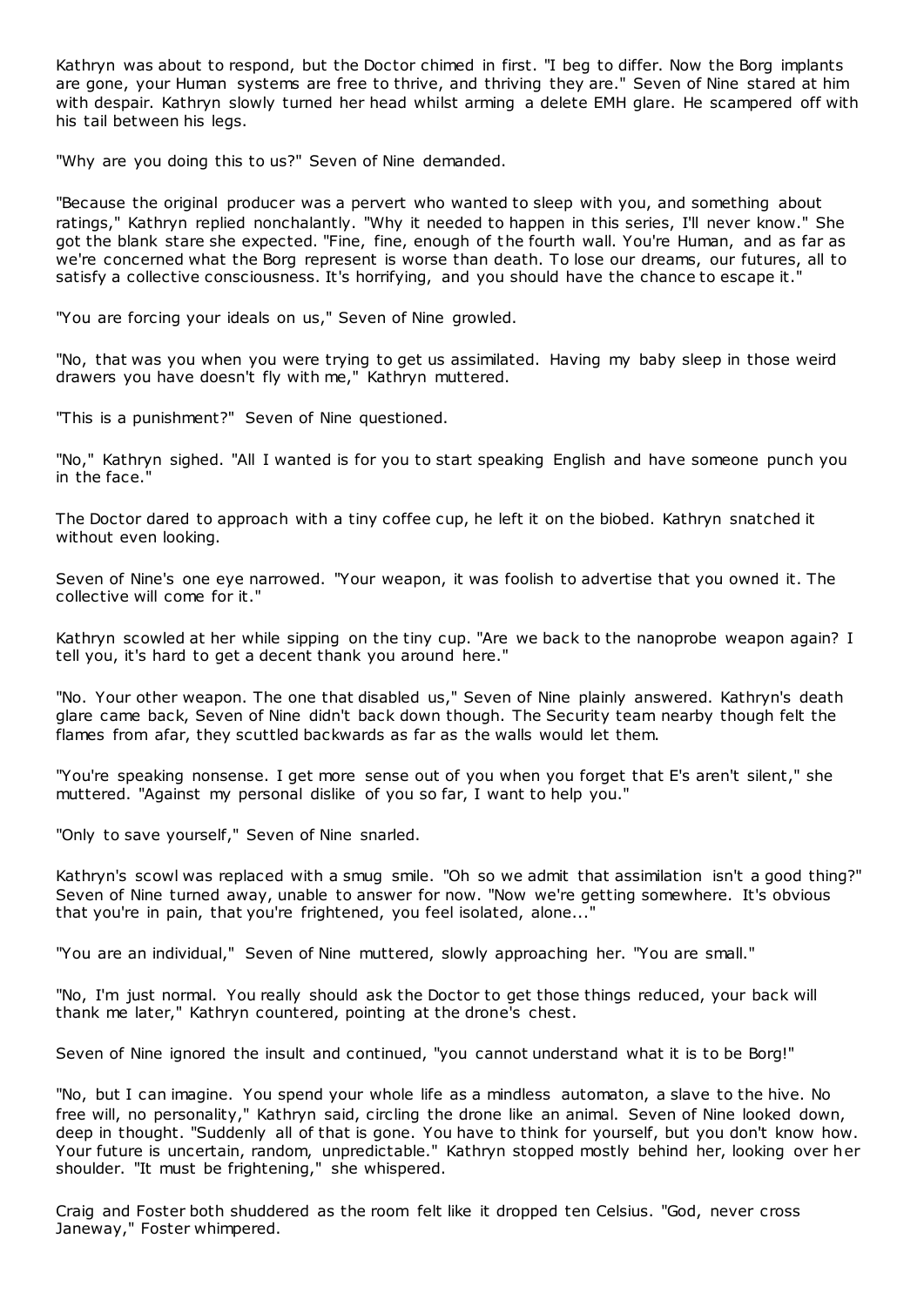Kathryn was about to respond, but the Doctor chimed in first. "I beg to differ. Now the Borg implants are gone, your Human systems are free to thrive, and thriving they are." Seven of Nine stared at him with despair. Kathryn slowly turned her head whilst arming a delete EMH glare. He scampered off with his tail between his legs.

"Why are you doing this to us?" Seven of Nine demanded.

"Because the original producer was a pervert who wanted to sleep with you, and something about ratings," Kathryn replied nonchalantly. "Why it needed to happen in this series, I'll never know." She got the blank stare she expected. "Fine, fine, enough of the fourth wall. You're Human, and as far as we're concerned what the Borg represent is worse than death. To lose our dreams, our futures, all to satisfy a collective consciousness. It's horrifying, and you should have the chance to escape it."

"You are forcing your ideals on us," Seven of Nine growled.

"No, that was you when you were trying to get us assimilated. Having my baby sleep in those weird drawers you have doesn't fly with me," Kathryn muttered.

"This is a punishment?" Seven of Nine questioned.

"No," Kathryn sighed. "All I wanted is for you to start speaking English and have someone punch you in the face."

The Doctor dared to approach with a tiny coffee cup, he left it on the biobed. Kathryn snatched it without even looking.

Seven of Nine's one eye narrowed. "Your weapon, it was foolish to advertise that you owned it. The collective will come for it."

Kathryn scowled at her while sipping on the tiny cup. "Are we back to the nanoprobe weapon again? I tell you, it's hard to get a decent thank you around here."

"No. Your other weapon. The one that disabled us," Seven of Nine plainly answered. Kathryn's death glare came back, Seven of Nine didn't back down though. The Security team nearby though felt the flames from afar, they scuttled backwards as far as the walls would let them.

"You're speaking nonsense. I get more sense out of you when you forget that E's aren't silent," she muttered. "Against my personal dislike of you so far, I want to help you."

"Only to save yourself," Seven of Nine snarled.

Kathryn's scowl was replaced with a smug smile. "Oh so we admit that assimilation isn't a good thing?" Seven of Nine turned away, unable to answer for now. "Now we're getting somewhere. It's obvious that you're in pain, that you're frightened, you feel isolated, alone..."

"You are an individual," Seven of Nine muttered, slowly approaching her. "You are small."

"No, I'm just normal. You really should ask the Doctor to get those things reduced, your back will thank me later," Kathryn countered, pointing at the drone's chest.

Seven of Nine ignored the insult and continued, "you cannot understand what it is to be Borg!"

"No, but I can imagine. You spend your whole life as a mindless automaton, a slave to the hive. No free will, no personality," Kathryn said, circling the drone like an animal. Seven of Nine looked down, deep in thought. "Suddenly all of that is gone. You have to think for yourself, but you don't know how. Your future is uncertain, random, unpredictable." Kathryn stopped mostly behind her, looking over her shoulder. "It must be frightening," she whispered.

Craig and Foster both shuddered as the room felt like it dropped ten Celsius. "God, never cross Janeway," Foster whimpered.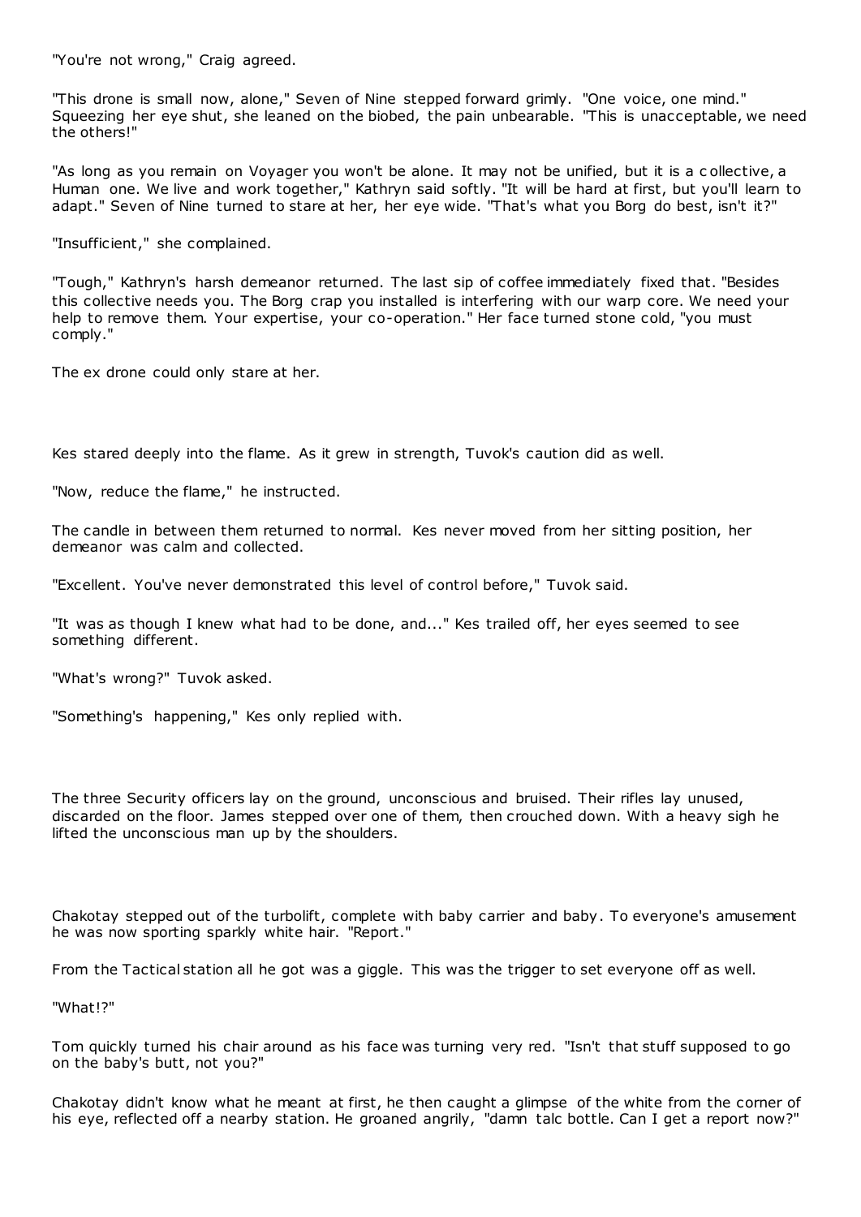"You're not wrong," Craig agreed.

"This drone is small now, alone," Seven of Nine stepped forward grimly. "One voice, one mind." Squeezing her eye shut, she leaned on the biobed, the pain unbearable. "This is unacceptable, we need the others!"

"As long as you remain on Voyager you won't be alone. It may not be unified, but it is a collective, a Human one. We live and work together," Kathryn said softly. "It will be hard at first, but you'll learn to adapt." Seven of Nine turned to stare at her, her eye wide. "That's what you Borg do best, isn't it?"

"Insufficient," she complained.

"Tough," Kathryn's harsh demeanor returned. The last sip of coffee immediately fixed that. "Besides this collective needs you. The Borg crap you installed is interfering with our warp core. We need your help to remove them. Your expertise, your co-operation." Her face turned stone cold, "you must comply."

The ex drone could only stare at her.

Kes stared deeply into the flame. As it grew in strength, Tuvok's caution did as well.

"Now, reduce the flame," he instructed.

The candle in between them returned to normal. Kes never moved from her sitting position, her demeanor was calm and collected.

"Excellent. You've never demonstrated this level of control before," Tuvok said.

"It was as though I knew what had to be done, and..." Kes trailed off, her eyes seemed to see something different.

"What's wrong?" Tuvok asked.

"Something's happening," Kes only replied with.

The three Security officers lay on the ground, unconscious and bruised. Their rifles lay unused, discarded on the floor. James stepped over one of them, then crouched down. With a heavy sigh he lifted the unconscious man up by the shoulders.

Chakotay stepped out of the turbolift, complete with baby carrier and baby. To everyone's amusement he was now sporting sparkly white hair. "Report."

From the Tactical station all he got was a giggle. This was the trigger to set everyone off as well.

"What!?"

Tom quickly turned his chair around as his face was turning very red. "Isn't that stuff supposed to go on the baby's butt, not you?"

Chakotay didn't know what he meant at first, he then caught a glimpse of the white from the corner of his eye, reflected off a nearby station. He groaned angrily, "damn talc bottle. Can I get a report now?"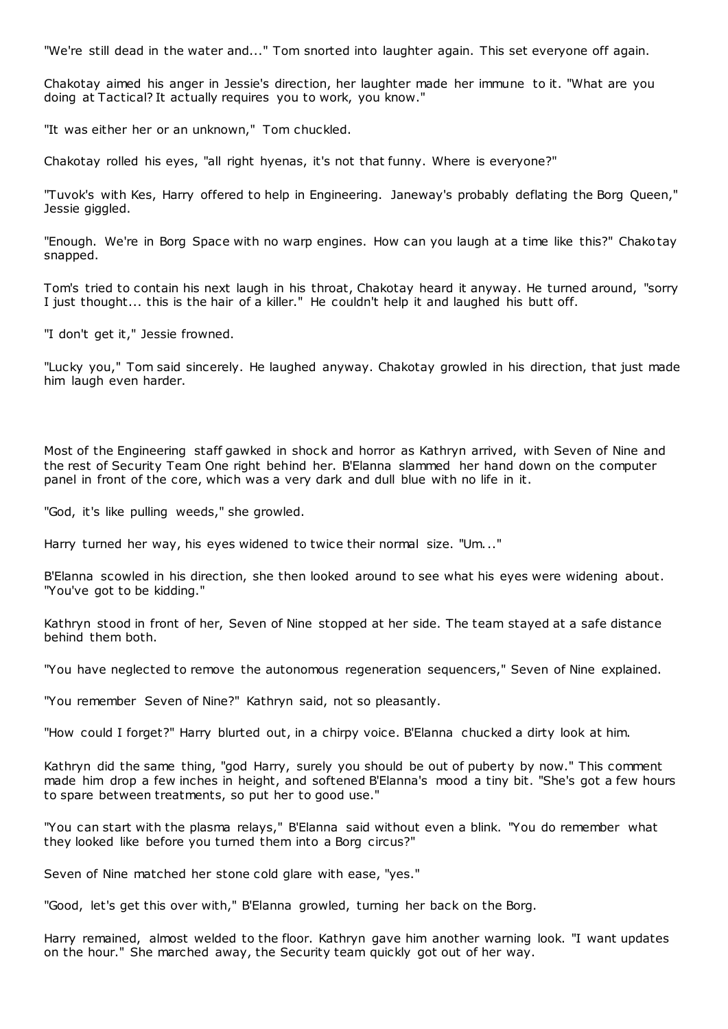"We're still dead in the water and..." Tom snorted into laughter again. This set everyone off again.

Chakotay aimed his anger in Jessie's direction, her laughter made her immune to it. "What are you doing at Tactical? It actually requires you to work, you know."

"It was either her or an unknown," Tom chuckled.

Chakotay rolled his eyes, "all right hyenas, it's not that funny. Where is everyone?"

"Tuvok's with Kes, Harry offered to help in Engineering. Janeway's probably deflating the Borg Queen," Jessie giggled.

"Enough. We're in Borg Space with no warp engines. How can you laugh at a time like this?" Chakotay snapped.

Tom's tried to contain his next laugh in his throat, Chakotay heard it anyway. He turned around, "sorry I just thought... this is the hair of a killer." He couldn't help it and laughed his butt off.

"I don't get it," Jessie frowned.

"Lucky you," Tom said sincerely. He laughed anyway. Chakotay growled in his direction, that just made him laugh even harder.

Most of the Engineering staff gawked in shock and horror as Kathryn arrived, with Seven of Nine and the rest of Security Team One right behind her. B'Elanna slammed her hand down on the computer panel in front of the core, which was a very dark and dull blue with no life in it.

"God, it's like pulling weeds," she growled.

Harry turned her way, his eyes widened to twice their normal size. "Um..."

B'Elanna scowled in his direction, she then looked around to see what his eyes were widening about. "You've got to be kidding."

Kathryn stood in front of her, Seven of Nine stopped at her side. The team stayed at a safe distance behind them both.

"You have neglected to remove the autonomous regeneration sequencers," Seven of Nine explained.

"You remember Seven of Nine?" Kathryn said, not so pleasantly.

"How could I forget?" Harry blurted out, in a chirpy voice. B'Elanna chucked a dirty look at him.

Kathryn did the same thing, "god Harry, surely you should be out of puberty by now." This comment made him drop a few inches in height, and softened B'Elanna's mood a tiny bit. "She's got a few hours to spare between treatments, so put her to good use."

"You can start with the plasma relays," B'Elanna said without even a blink. "You do remember what they looked like before you turned them into a Borg circus?"

Seven of Nine matched her stone cold glare with ease, "yes."

"Good, let's get this over with," B'Elanna growled, turning her back on the Borg.

Harry remained, almost welded to the floor. Kathryn gave him another warning look. "I want updates on the hour." She marched away, the Security team quickly got out of her way.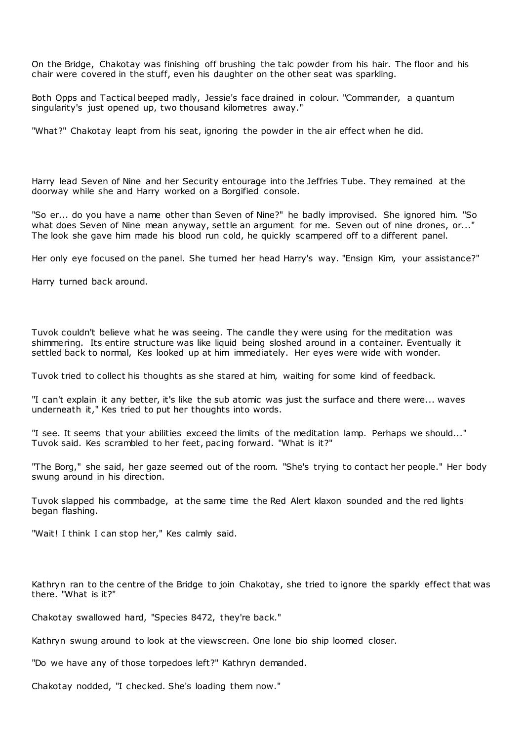On the Bridge, Chakotay was finishing off brushing the talc powder from his hair. The floor and his chair were covered in the stuff, even his daughter on the other seat was sparkling.

Both Opps and Tactical beeped madly, Jessie's face drained in colour. "Commander, a quantum singularity's just opened up, two thousand kilometres away."

"What?" Chakotay leapt from his seat, ignoring the powder in the air effect when he did.

Harry lead Seven of Nine and her Security entourage into the Jeffries Tube. They remained at the doorway while she and Harry worked on a Borgified console.

"So er... do you have a name other than Seven of Nine?" he badly improvised. She ignored him. "So what does Seven of Nine mean anyway, settle an argument for me. Seven out of nine drones, or..." The look she gave him made his blood run cold, he quickly scampered off to a different panel.

Her only eye focused on the panel. She turned her head Harry's way. "Ensign Kim, your assistance?"

Harry turned back around.

Tuvok couldn't believe what he was seeing. The candle they were using for the meditation was shimmering. Its entire structure was like liquid being sloshed around in a container. Eventually it settled back to normal, Kes looked up at him immediately. Her eyes were wide with wonder.

Tuvok tried to collect his thoughts as she stared at him, waiting for some kind of feedback.

"I can't explain it any better, it's like the sub atomic was just the surface and there were... waves underneath it," Kes tried to put her thoughts into words.

"I see. It seems that your abilities exceed the limits of the meditation lamp. Perhaps we should..." Tuvok said. Kes scrambled to her feet, pacing forward. "What is it?"

"The Borg," she said, her gaze seemed out of the room. "She's trying to contact her people." Her body swung around in his direction.

Tuvok slapped his commbadge, at the same time the Red Alert klaxon sounded and the red lights began flashing.

"Wait! I think I can stop her," Kes calmly said.

Kathryn ran to the centre of the Bridge to join Chakotay, she tried to ignore the sparkly effect that was there. "What is it?"

Chakotay swallowed hard, "Species 8472, they're back."

Kathryn swung around to look at the viewscreen. One lone bio ship loomed closer.

"Do we have any of those torpedoes left?" Kathryn demanded.

Chakotay nodded, "I checked. She's loading them now."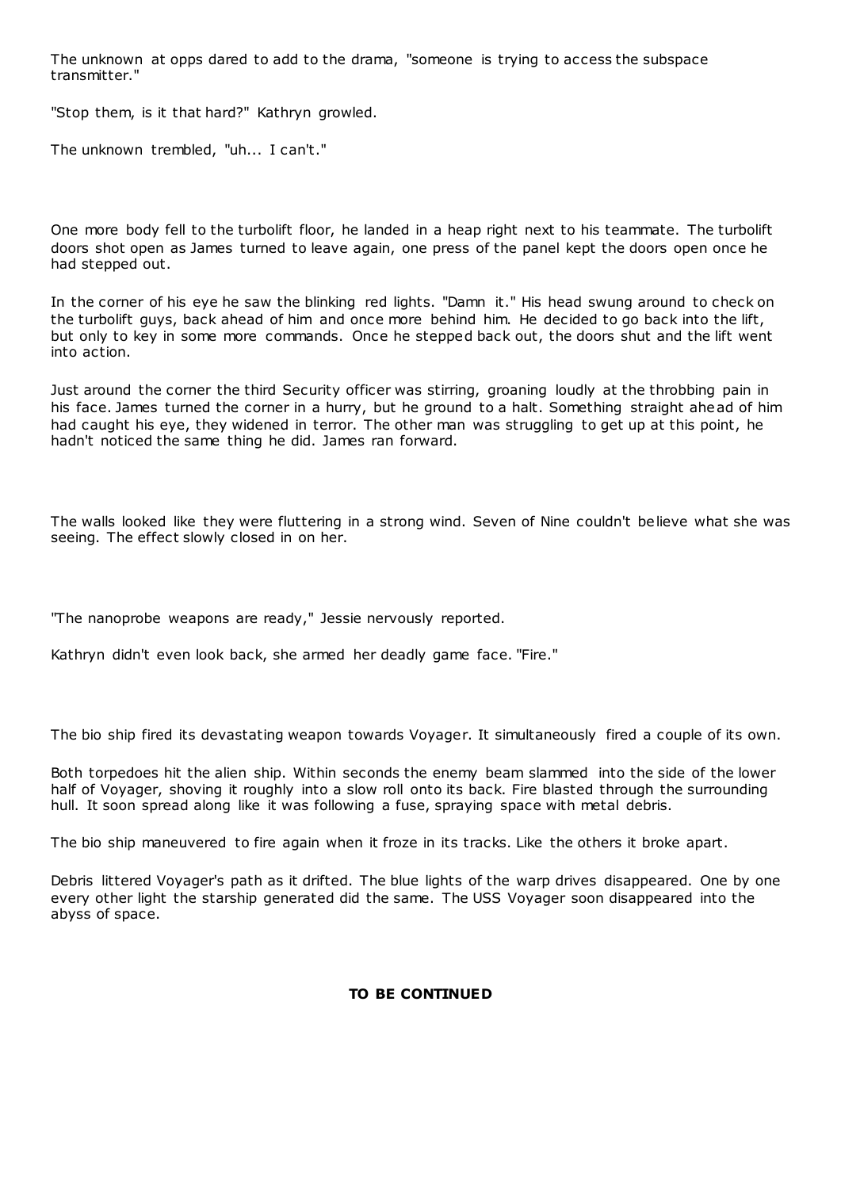The unknown at opps dared to add to the drama, "someone is trying to access the subspace transmitter."

"Stop them, is it that hard?" Kathryn growled.

The unknown trembled, "uh... I can't."

One more body fell to the turbolift floor, he landed in a heap right next to his teammate. The turbolift doors shot open as James turned to leave again, one press of the panel kept the doors open once he had stepped out.

In the corner of his eye he saw the blinking red lights. "Damn it." His head swung around to check on the turbolift guys, back ahead of him and once more behind him. He decided to go back into the lift, but only to key in some more commands. Once he stepped back out, the doors shut and the lift went into action.

Just around the corner the third Security officer was stirring, groaning loudly at the throbbing pain in his face. James turned the corner in a hurry, but he ground to a halt. Something straight ahead of him had caught his eye, they widened in terror. The other man was struggling to get up at this point, he hadn't noticed the same thing he did. James ran forward.

The walls looked like they were fluttering in a strong wind. Seven of Nine couldn't believe what she was seeing. The effect slowly closed in on her.

"The nanoprobe weapons are ready," Jessie nervously reported.

Kathryn didn't even look back, she armed her deadly game face. "Fire."

The bio ship fired its devastating weapon towards Voyager. It simultaneously fired a couple of its own.

Both torpedoes hit the alien ship. Within seconds the enemy beam slammed into the side of the lower half of Voyager, shoving it roughly into a slow roll onto its back. Fire blasted through the surrounding hull. It soon spread along like it was following a fuse, spraying space with metal debris.

The bio ship maneuvered to fire again when it froze in its tracks. Like the others it broke apart.

Debris littered Voyager's path as it drifted. The blue lights of the warp drives disappeared. One by one every other light the starship generated did the same. The USS Voyager soon disappeared into the abyss of space.

**TO BE CONTINUED**